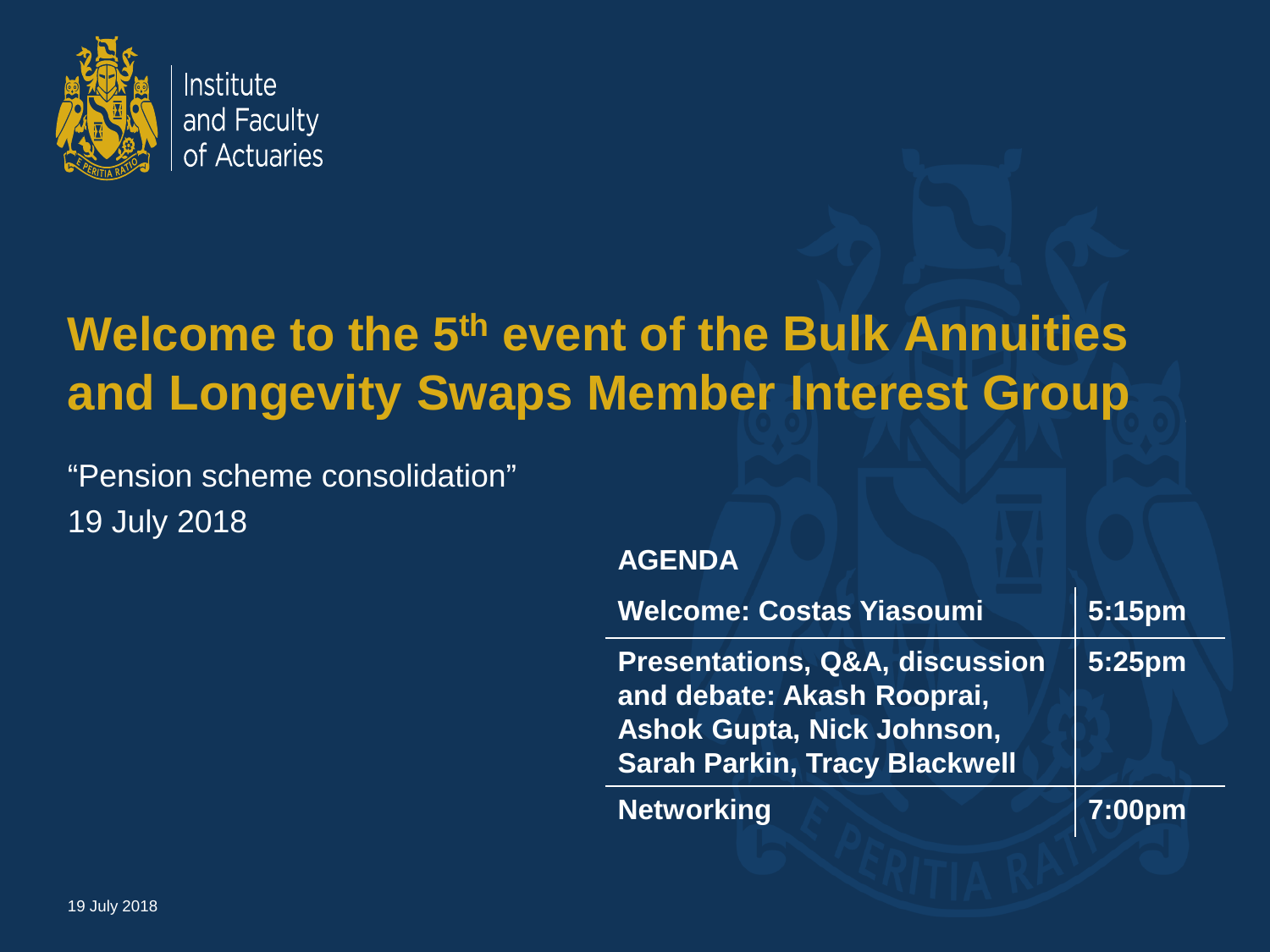Institute and Faculty of Actuaries

# Welcome to the 5th event of the Bulk Annuities and Longevity Swaps Member Interest Group

"Pension scheme consolidation"
19 July 2018

**AGENDA**

| | |
|---|---|
| **Welcome: Costas Yiasoumi** | **5:15pm** |
| **Presentations, Q&A, discussion and debate: Akash Rooprai, Ashok Gupta, Nick Johnson, Sarah Parkin, Tracy Blackwell** | **5:25pm** |
| **Networking** | **7:00pm** |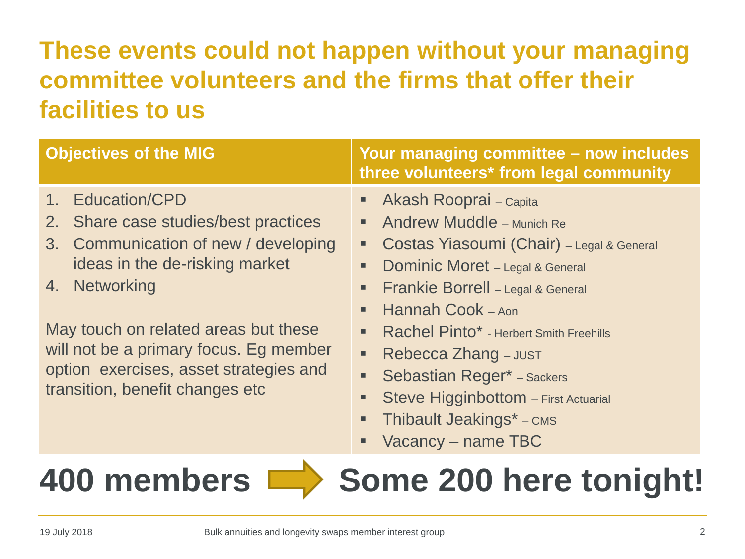# These events could not happen without your managing committee volunteers and the firms that offer their facilities to us

| Objectives of the MIG | Your managing committee – now includes three volunteers* from legal community |
|---|---|
| 1. Education/CPD<br>2. Share case studies/best practices<br>3. Communication of new / developing ideas in the de-risking market<br>4. Networking<br><br>May touch on related areas but these will not be a primary focus. Eg member option exercises, asset strategies and transition, benefit changes etc | ▪ Akash Rooprai – Capita<br>▪ Andrew Muddle – Munich Re<br>▪ Costas Yiasoumi (Chair) – Legal & General<br>▪ Dominic Moret – Legal & General<br>▪ Frankie Borrell – Legal & General<br>▪ Hannah Cook – Aon<br>▪ Rachel Pinto* - Herbert Smith Freehills<br>▪ Rebecca Zhang – JUST<br>▪ Sebastian Reger* – Sackers<br>▪ Steve Higginbottom – First Actuarial<br>▪ Thibault Jeakings* – CMS<br>▪ Vacancy – name TBC |

**400 members ➡ Some 200 here tonight!**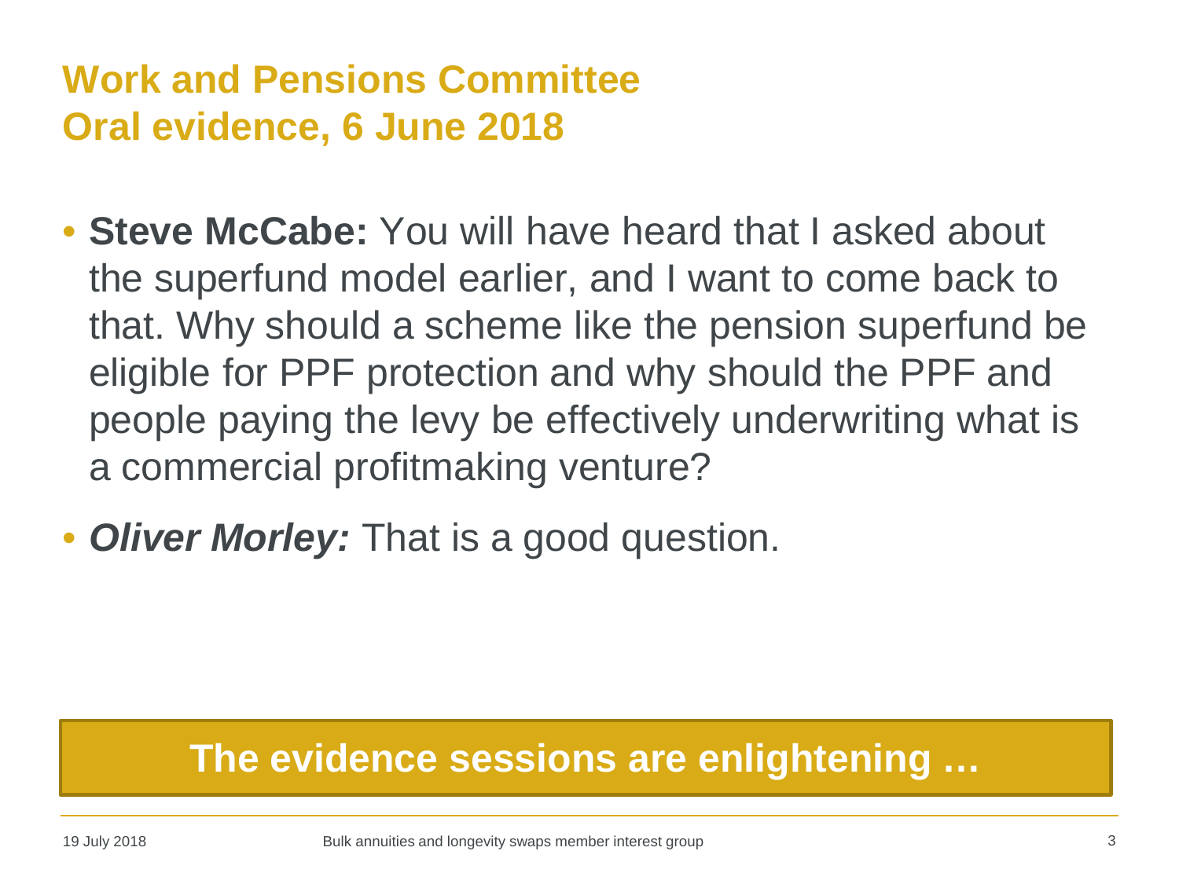# Work and Pensions Committee
# Oral evidence, 6 June 2018

- **Steve McCabe:** You will have heard that I asked about the superfund model earlier, and I want to come back to that. Why should a scheme like the pension superfund be eligible for PPF protection and why should the PPF and people paying the levy be effectively underwriting what is a commercial profitmaking venture?
- ***Oliver Morley:*** That is a good question.

**The evidence sessions are enlightening …**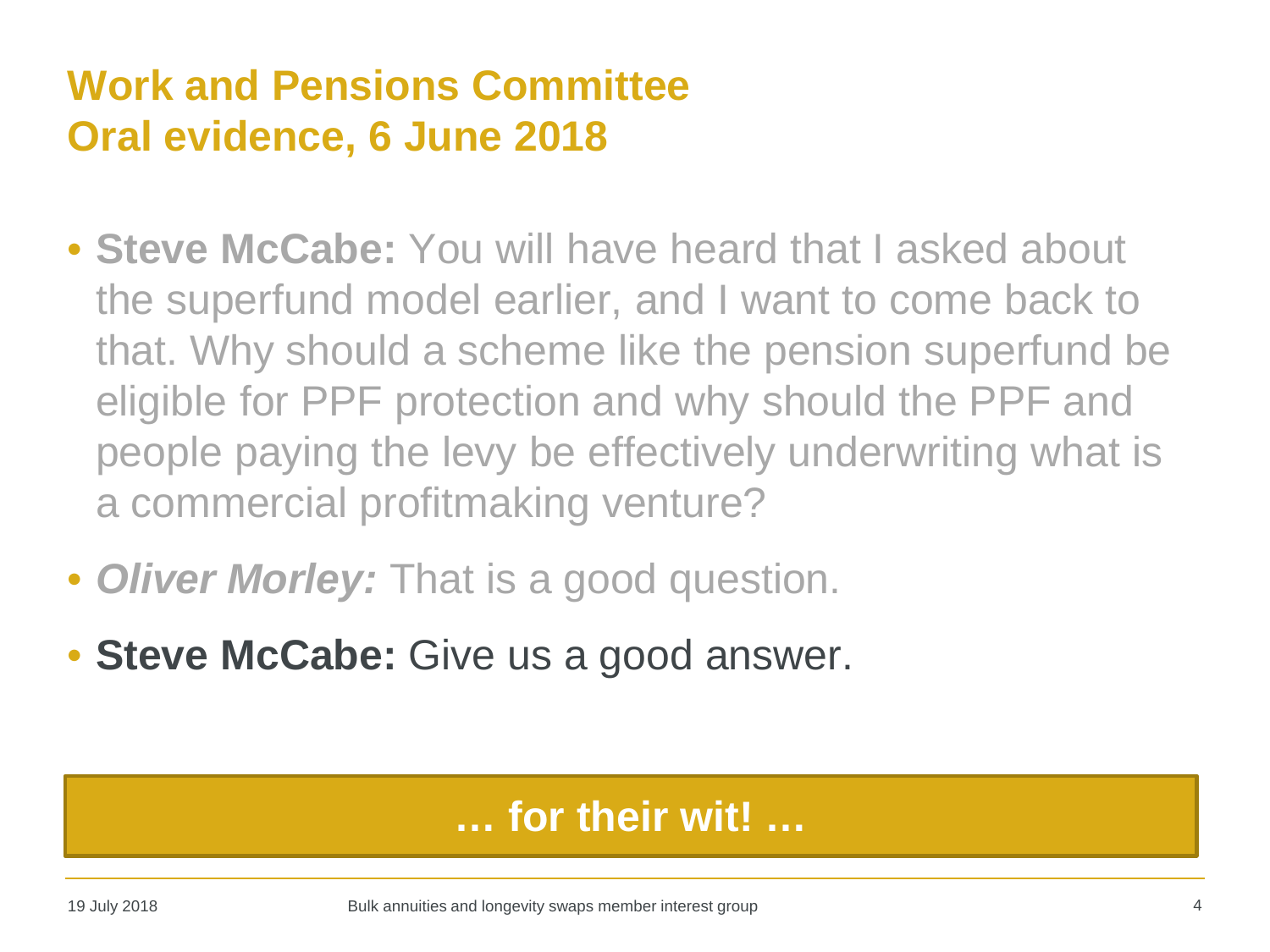# Work and Pensions Committee
# Oral evidence, 6 June 2018

- **Steve McCabe:** You will have heard that I asked about the superfund model earlier, and I want to come back to that. Why should a scheme like the pension superfund be eligible for PPF protection and why should the PPF and people paying the levy be effectively underwriting what is a commercial profitmaking venture?
- ***Oliver Morley:*** That is a good question.
- **Steve McCabe:** Give us a good answer.

**… for their wit! …**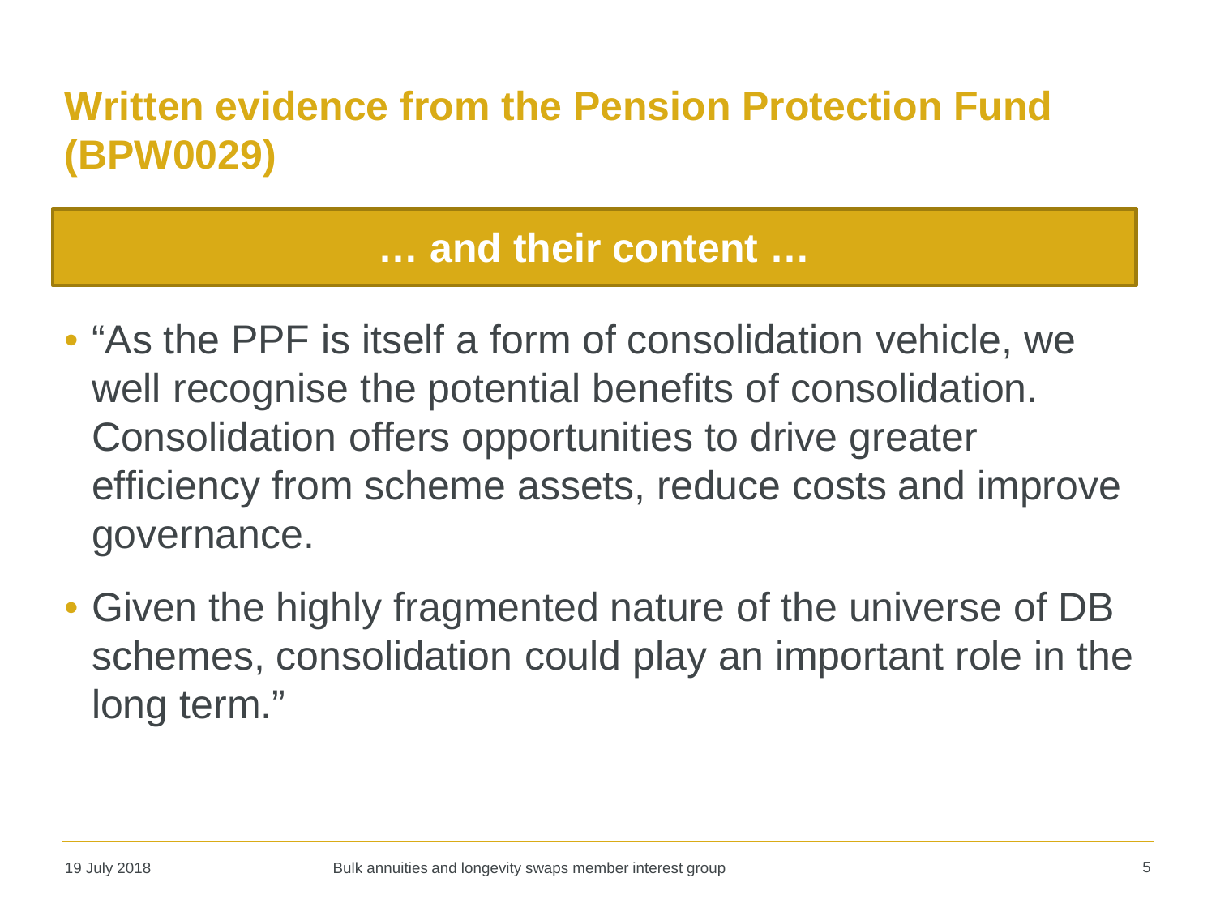# Written evidence from the Pension Protection Fund (BPW0029)

## … and their content …

- "As the PPF is itself a form of consolidation vehicle, we well recognise the potential benefits of consolidation. Consolidation offers opportunities to drive greater efficiency from scheme assets, reduce costs and improve governance.
- Given the highly fragmented nature of the universe of DB schemes, consolidation could play an important role in the long term."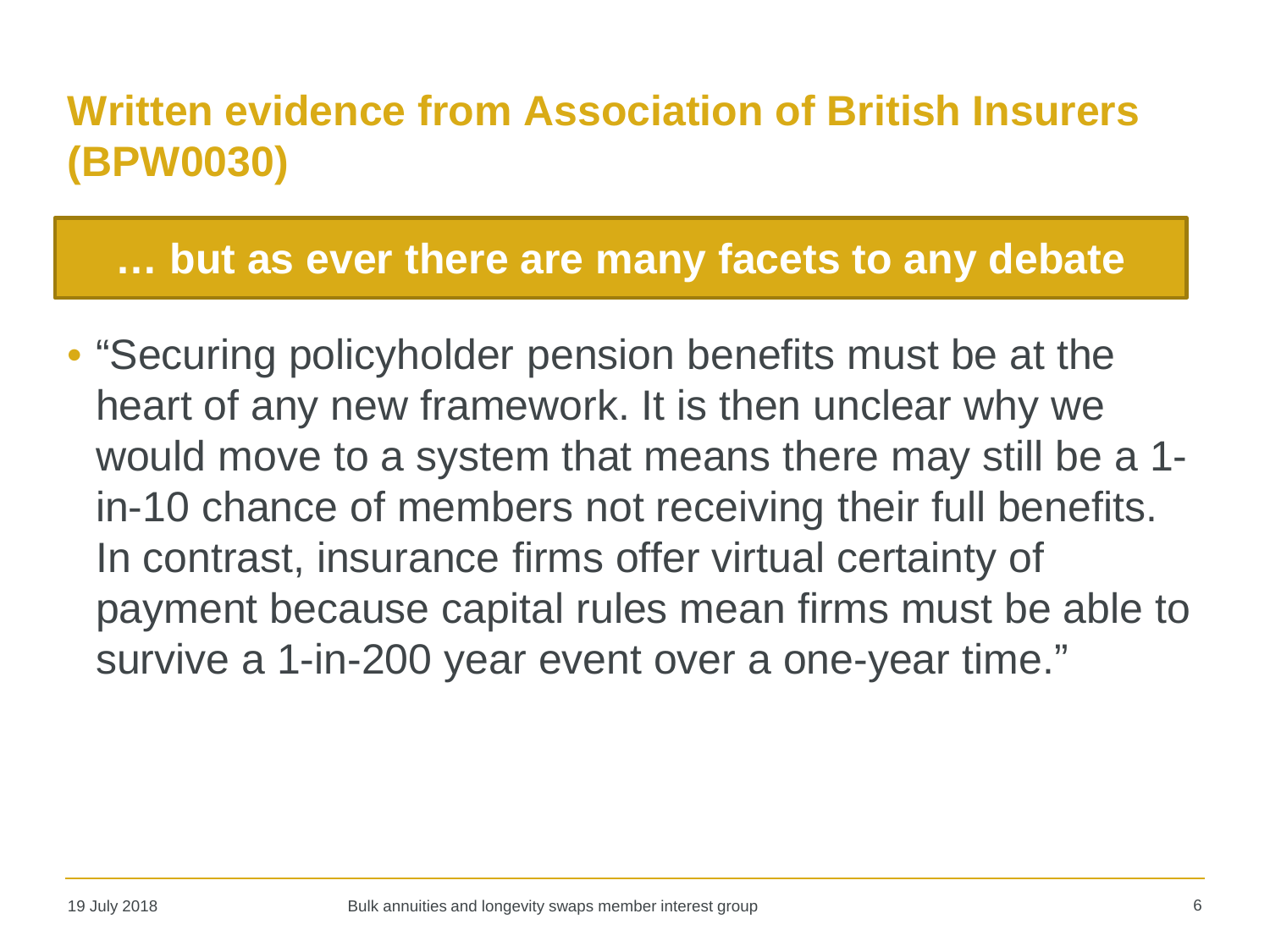# Written evidence from Association of British Insurers (BPW0030)

## … but as ever there are many facets to any debate

- "Securing policyholder pension benefits must be at the heart of any new framework. It is then unclear why we would move to a system that means there may still be a 1-in-10 chance of members not receiving their full benefits. In contrast, insurance firms offer virtual certainty of payment because capital rules mean firms must be able to survive a 1-in-200 year event over a one-year time."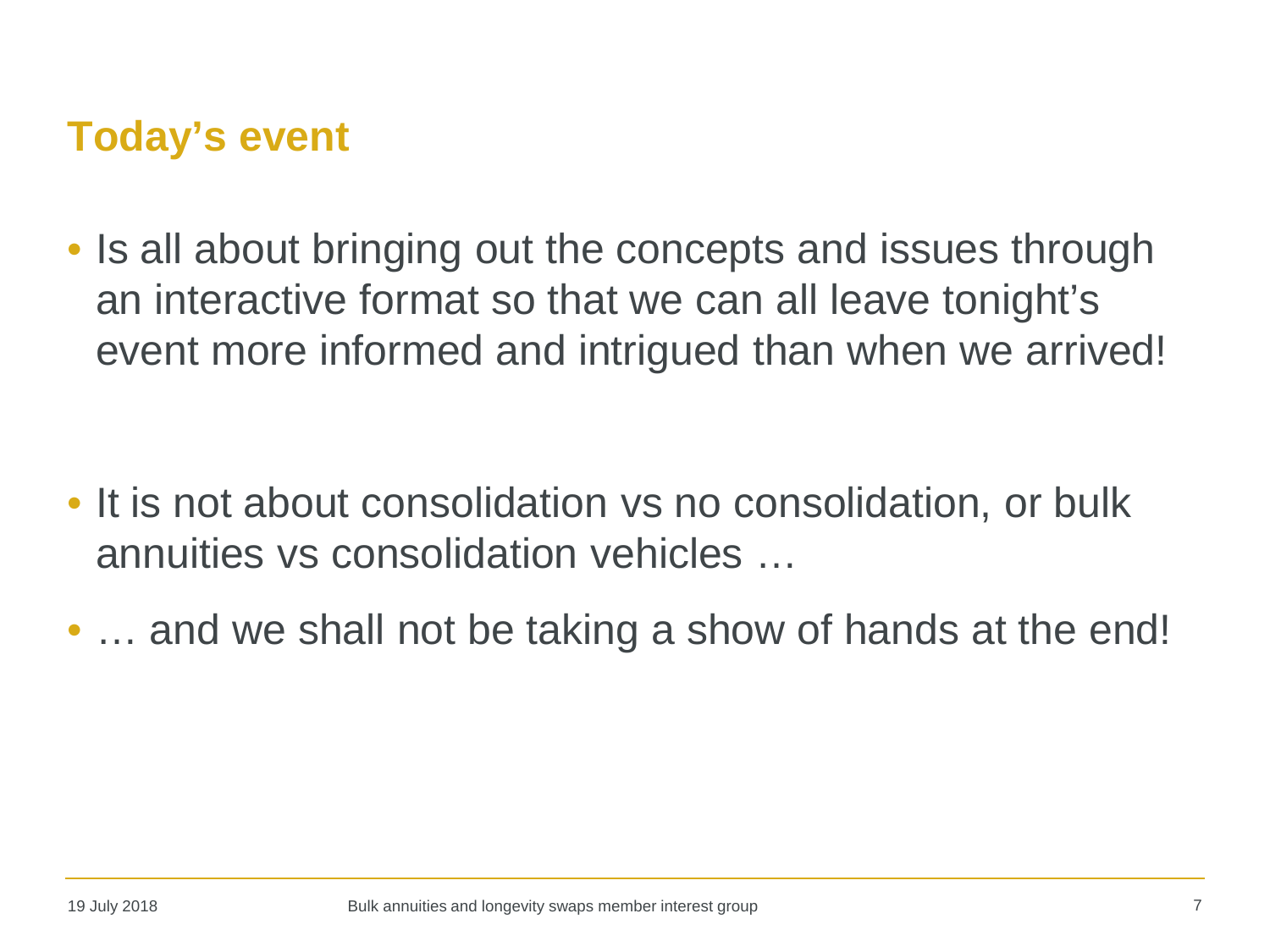## Today's event

- Is all about bringing out the concepts and issues through an interactive format so that we can all leave tonight's event more informed and intrigued than when we arrived!

- It is not about consolidation vs no consolidation, or bulk annuities vs consolidation vehicles …
- … and we shall not be taking a show of hands at the end!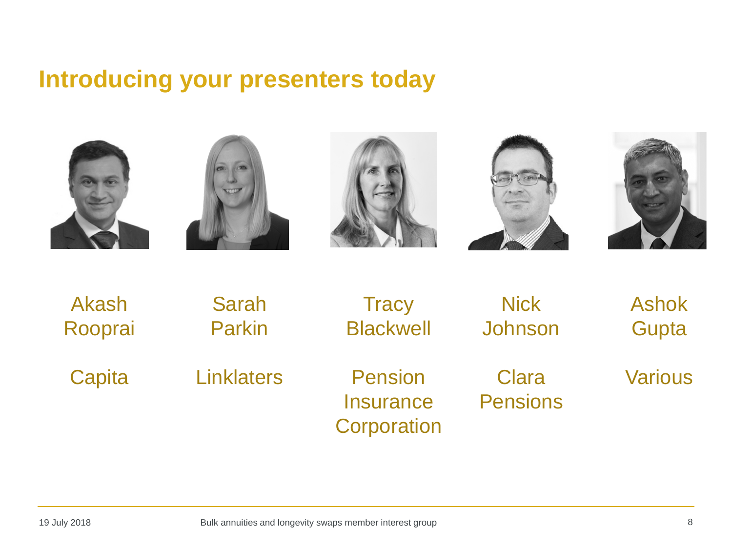# Introducing your presenters today

| Akash Rooprai | Sarah Parkin | Tracy Blackwell | Nick Johnson | Ashok Gupta |
|---|---|---|---|---|
| Capita | Linklaters | Pension Insurance Corporation | Clara Pensions | Various |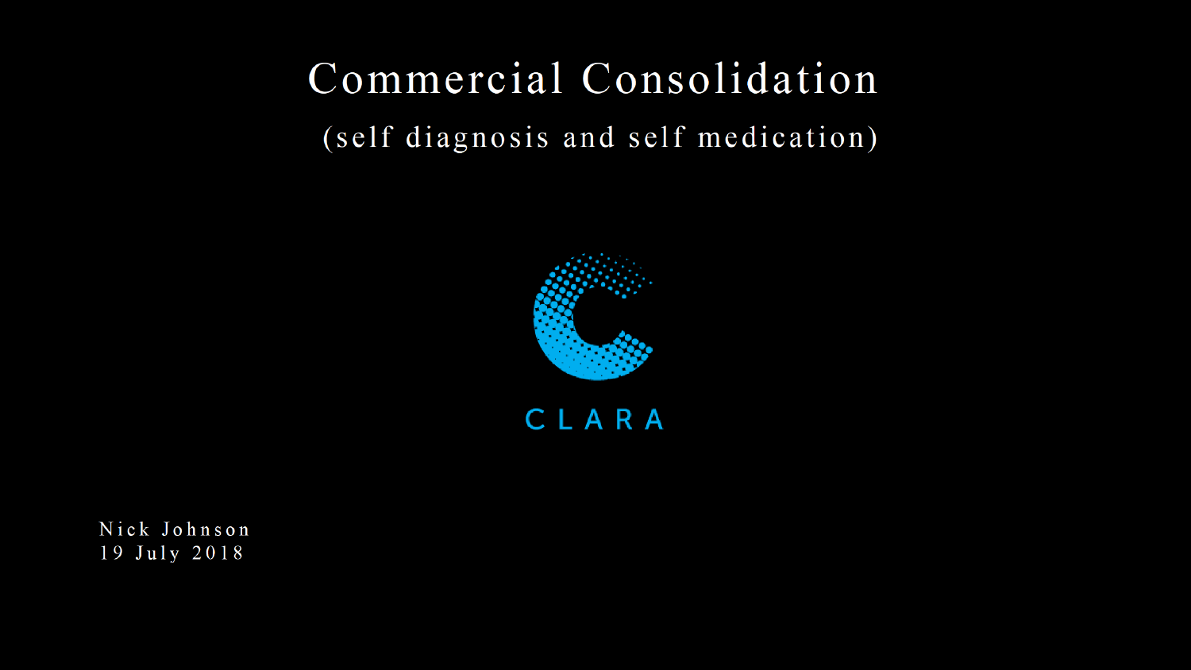# Commercial Consolidation

(self diagnosis and self medication)

CLARA

Nick Johnson
19 July 2018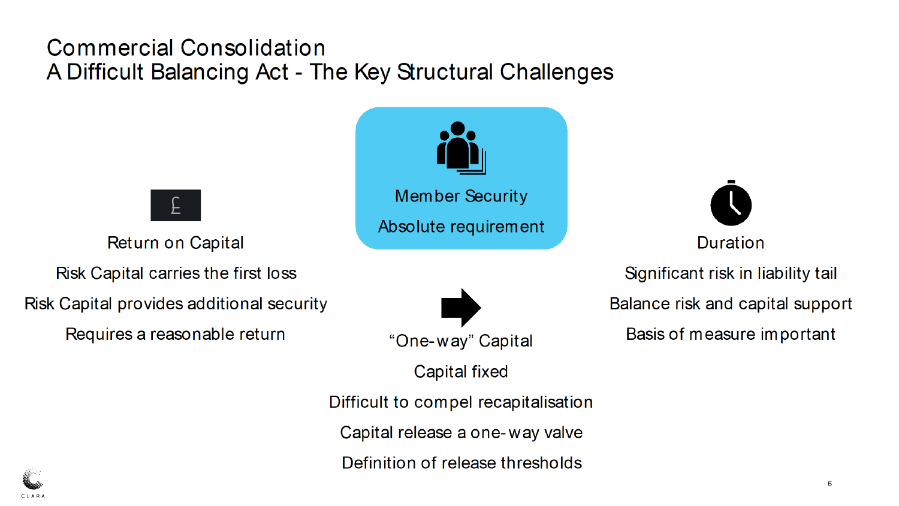# Commercial Consolidation
## A Difficult Balancing Act - The Key Structural Challenges

### Member Security

Absolute requirement

### Return on Capital

Risk Capital carries the first loss

Risk Capital provides additional security

Requires a reasonable return

### “One-way” Capital

Capital fixed

Difficult to compel recapitalisation

Capital release a one-way valve

Definition of release thresholds

### Duration

Significant risk in liability tail

Balance risk and capital support

Basis of measure important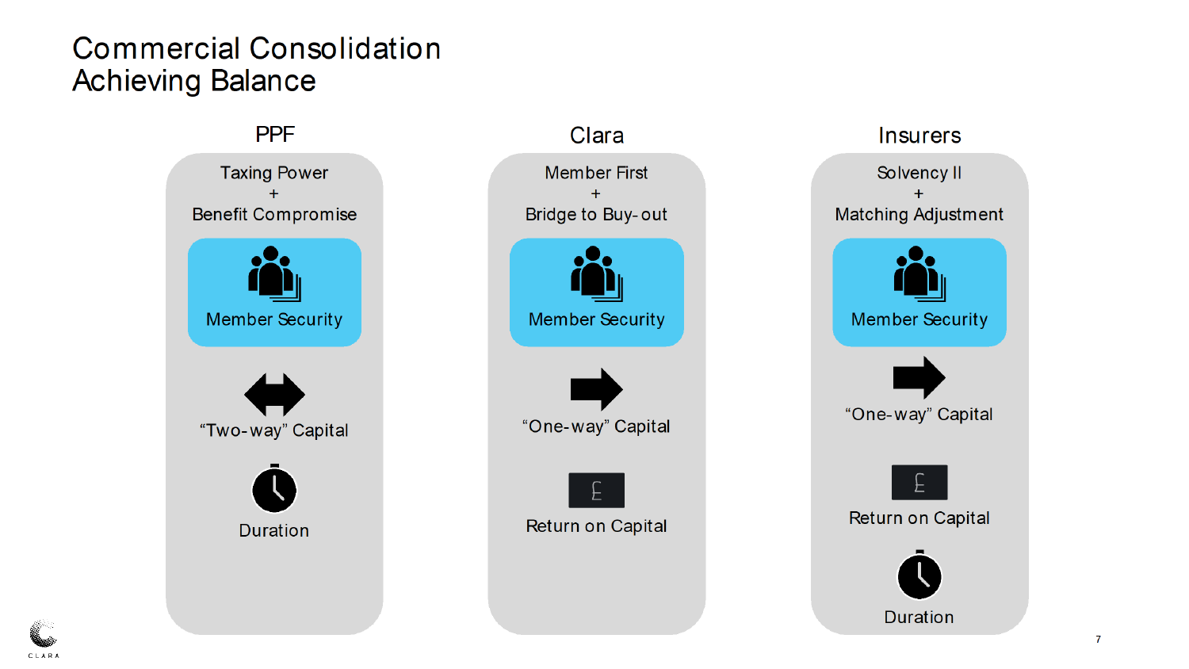# Commercial Consolidation
## Achieving Balance

### PPF

Taxing Power
+
Benefit Compromise

- Member Security
- "Two-way" Capital
- Duration

### Clara

Member First
+
Bridge to Buy-out

- Member Security
- "One-way" Capital
- Return on Capital

### Insurers

Solvency II
+
Matching Adjustment

- Member Security
- "One-way" Capital
- Return on Capital
- Duration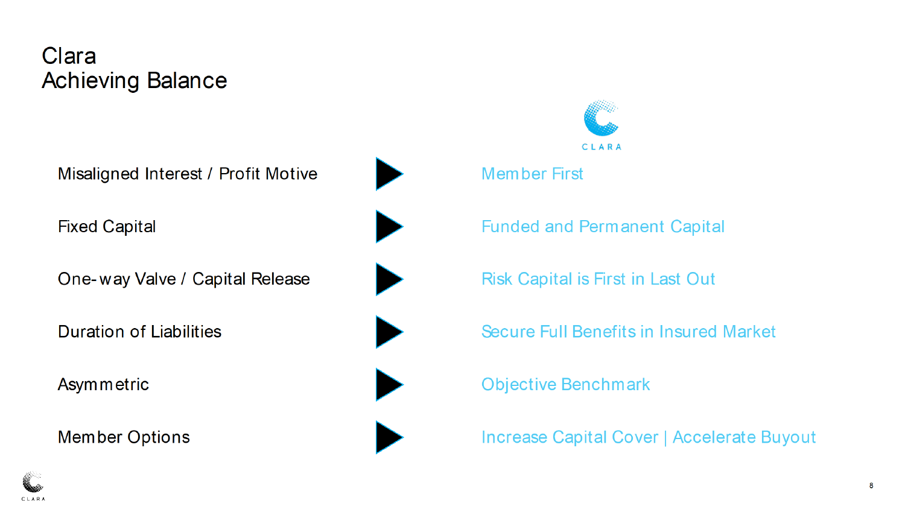# Clara
## Achieving Balance

| | | CLARA |
|---|---|---|
| Misaligned Interest / Profit Motive | ▶ | Member First |
| Fixed Capital | ▶ | Funded and Permanent Capital |
| One-way Valve / Capital Release | ▶ | Risk Capital is First in Last Out |
| Duration of Liabilities | ▶ | Secure Full Benefits in Insured Market |
| Asymmetric | ▶ | Objective Benchmark |
| Member Options | ▶ | Increase Capital Cover \| Accelerate Buyout |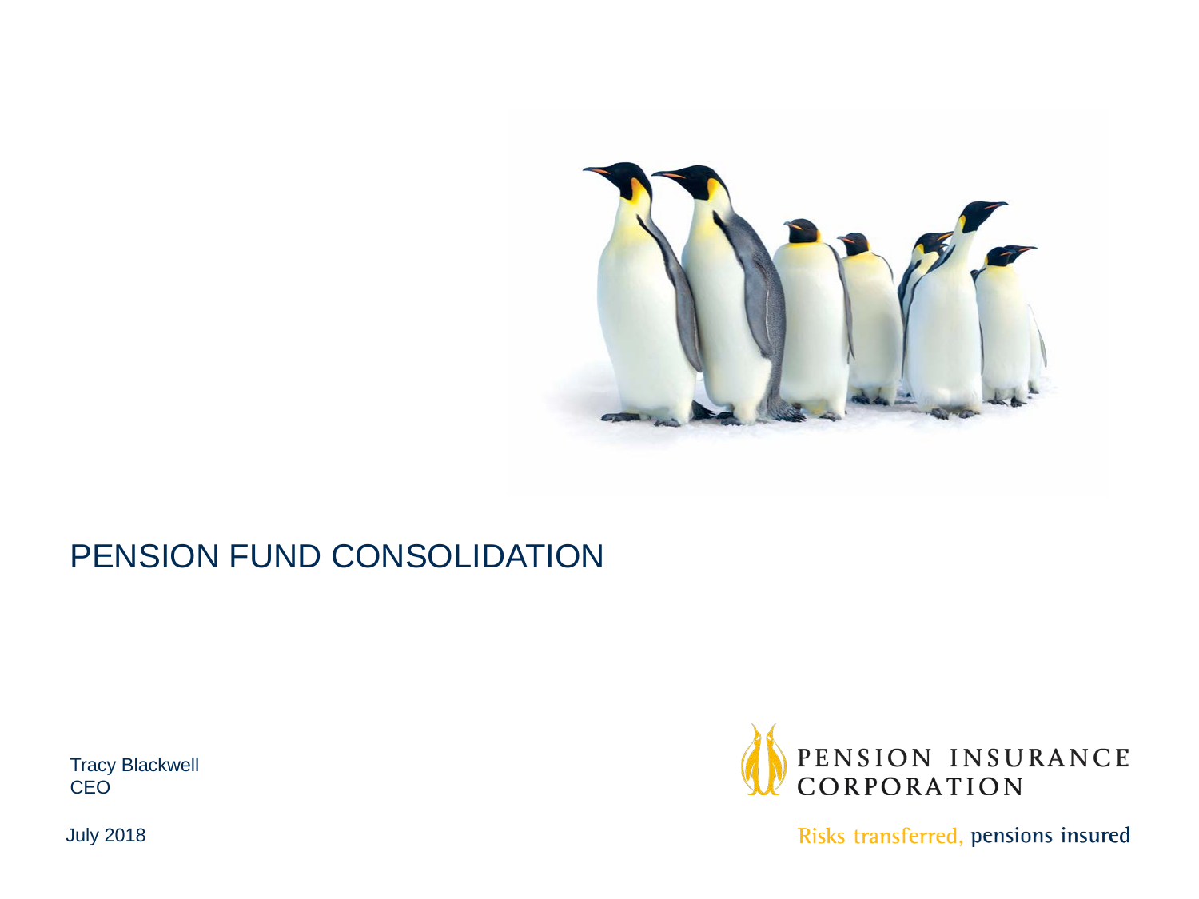# PENSION FUND CONSOLIDATION

Tracy Blackwell
CEO

July 2018

PENSION INSURANCE CORPORATION

Risks transferred, pensions insured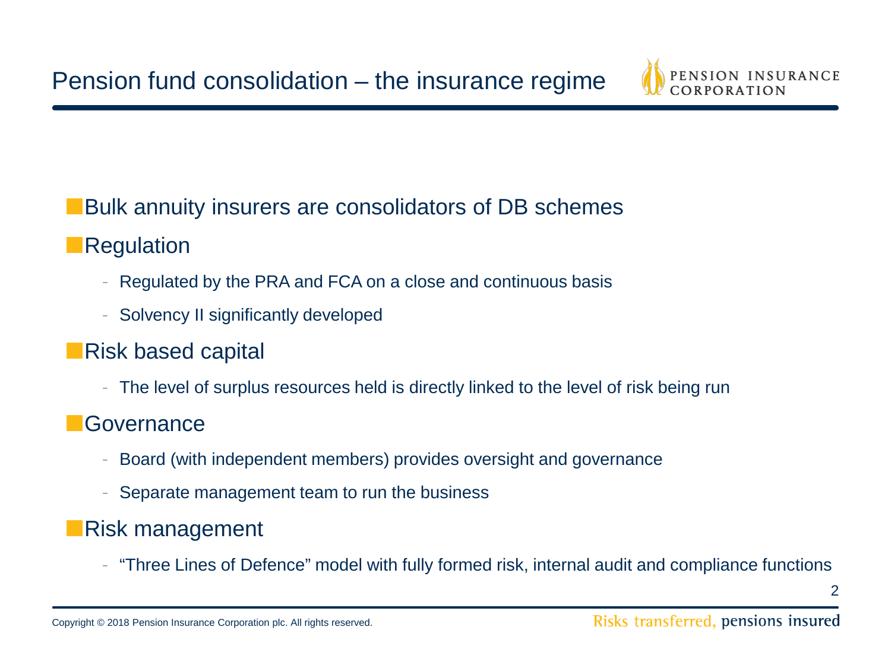# Pension fund consolidation – the insurance regime

- Bulk annuity insurers are consolidators of DB schemes
- Regulation
  - Regulated by the PRA and FCA on a close and continuous basis
  - Solvency II significantly developed
- Risk based capital
  - The level of surplus resources held is directly linked to the level of risk being run
- Governance
  - Board (with independent members) provides oversight and governance
  - Separate management team to run the business
- Risk management
  - "Three Lines of Defence" model with fully formed risk, internal audit and compliance functions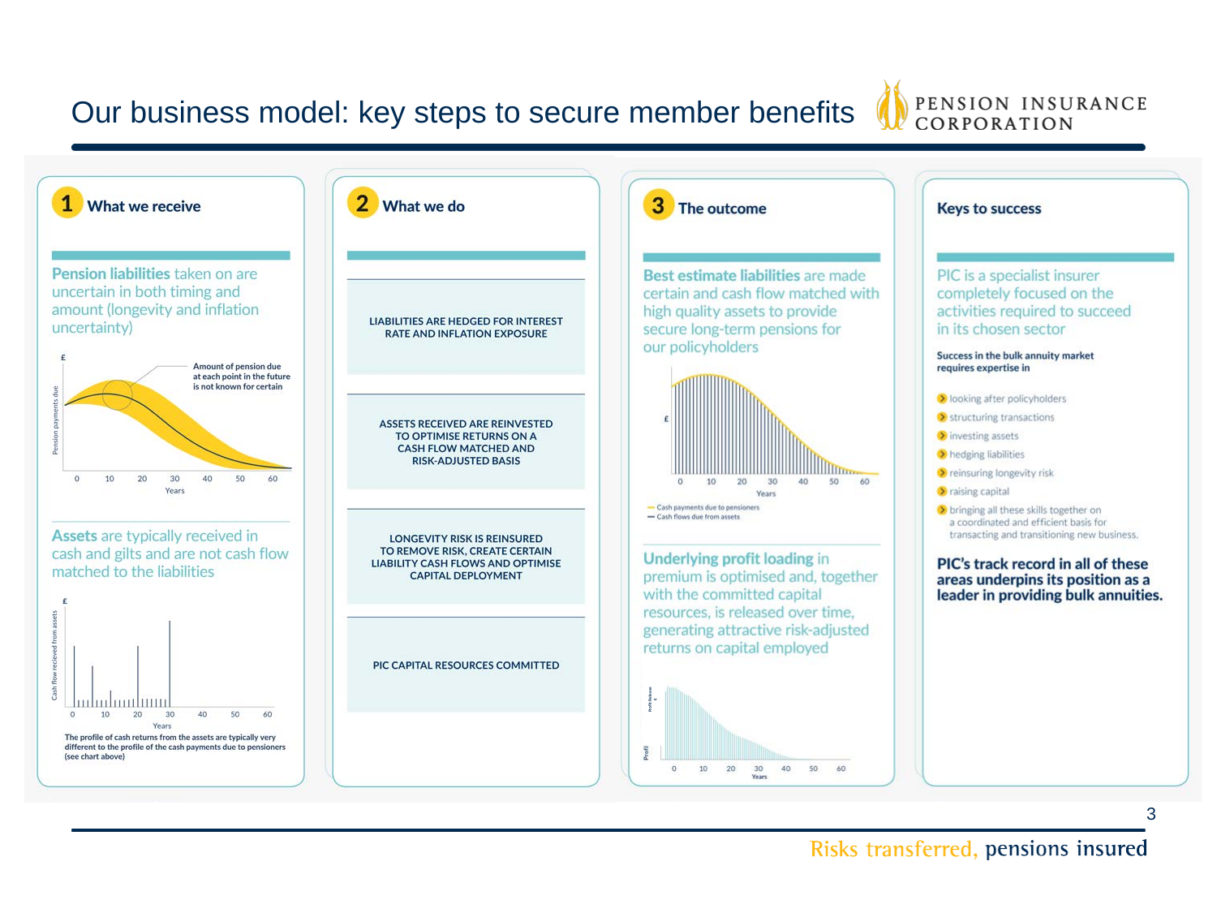# Our business model: key steps to secure member benefits

## 1 What we receive

**Pension liabilities** taken on are uncertain in both timing and amount (longevity and inflation uncertainty)

Amount of pension due at each point in the future is not known for certain

**Assets** are typically received in cash and gilts and are not cash flow matched to the liabilities

The profile of cash returns from the assets are typically very different to the profile of the cash payments due to pensioners (see chart above)

## 2 What we do

LIABILITIES ARE HEDGED FOR INTEREST RATE AND INFLATION EXPOSURE

ASSETS RECEIVED ARE REINVESTED TO OPTIMISE RETURNS ON A CASH FLOW MATCHED AND RISK-ADJUSTED BASIS

LONGEVITY RISK IS REINSURED TO REMOVE RISK, CREATE CERTAIN LIABILITY CASH FLOWS AND OPTIMISE CAPITAL DEPLOYMENT

PIC CAPITAL RESOURCES COMMITTED

## 3 The outcome

**Best estimate liabilities** are made certain and cash flow matched with high quality assets to provide secure long-term pensions for our policyholders

- Cash payments due to pensioners
- Cash flows due from assets

**Underlying profit loading** in premium is optimised and, together with the committed capital resources, is released over time, generating attractive risk-adjusted returns on capital employed

## Keys to success

PIC is a specialist insurer completely focused on the activities required to succeed in its chosen sector

**Success in the bulk annuity market requires expertise in**

- looking after policyholders
- structuring transactions
- investing assets
- hedging liabilities
- reinsuring longevity risk
- raising capital
- bringing all these skills together on a coordinated and efficient basis for transacting and transitioning new business.

**PIC's track record in all of these areas underpins its position as a leader in providing bulk annuities.**

Risks transferred, pensions insured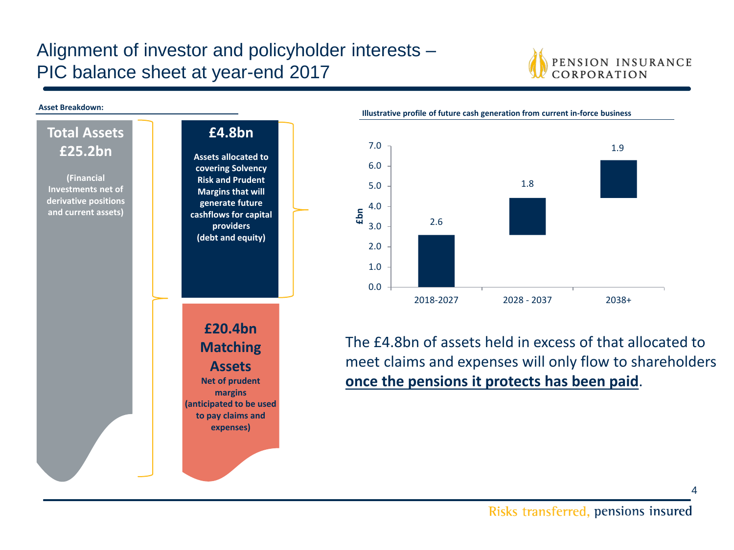# Alignment of investor and policyholder interests – PIC balance sheet at year-end 2017

**Asset Breakdown:**

**Total Assets £25.2bn**

**(Financial Investments net of derivative positions and current assets)**

**£4.8bn**

**Assets allocated to covering Solvency Risk and Prudent Margins that will generate future cashflows for capital providers (debt and equity)**

**£20.4bn Matching Assets**

**Net of prudent margins (anticipated to be used to pay claims and expenses)**

**Illustrative profile of future cash generation from current in-force business**

| Period | £bn |
| --- | --- |
| 2018-2027 | 2.6 |
| 2028 - 2037 | 1.8 |
| 2038+ | 1.9 |

The £4.8bn of assets held in excess of that allocated to meet claims and expenses will only flow to shareholders **once the pensions it protects has been paid**.

Risks transferred, pensions insured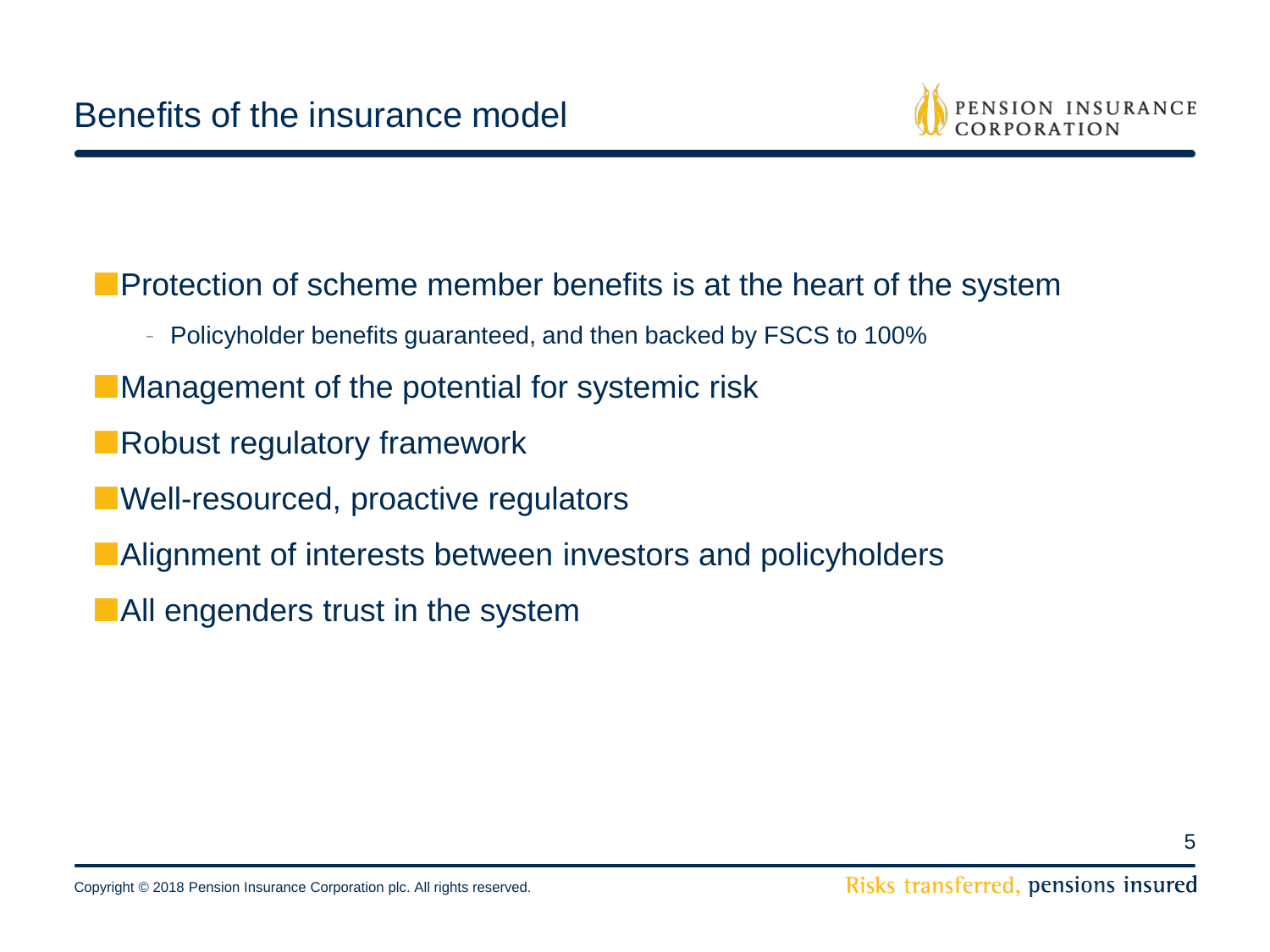# Benefits of the insurance model

- Protection of scheme member benefits is at the heart of the system
  - Policyholder benefits guaranteed, and then backed by FSCS to 100%
- Management of the potential for systemic risk
- Robust regulatory framework
- Well-resourced, proactive regulators
- Alignment of interests between investors and policyholders
- All engenders trust in the system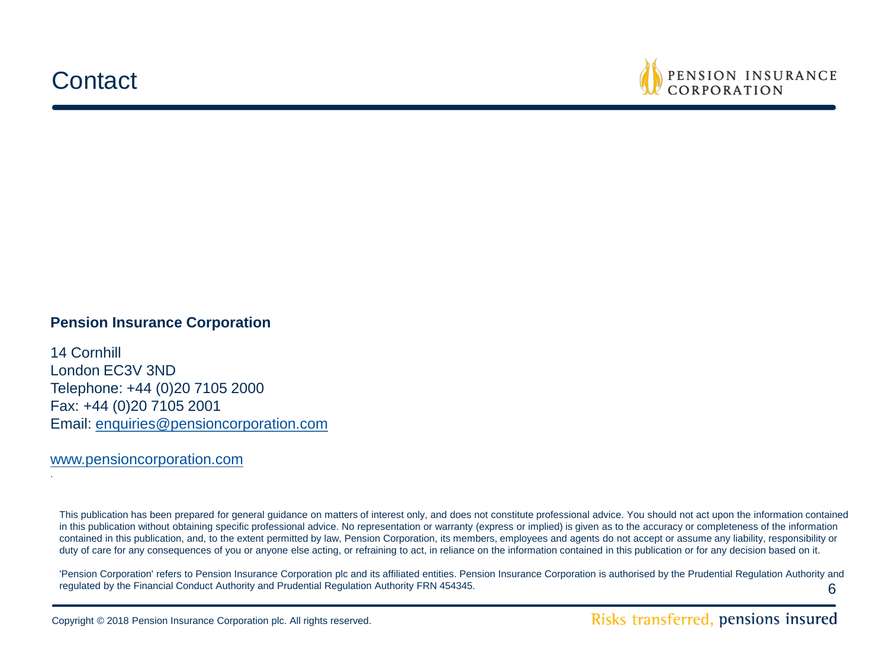# Contact

**Pension Insurance Corporation**

14 Cornhill
London EC3V 3ND
Telephone: +44 (0)20 7105 2000
Fax: +44 (0)20 7105 2001
Email: enquiries@pensioncorporation.com

www.pensioncorporation.com

This publication has been prepared for general guidance on matters of interest only, and does not constitute professional advice. You should not act upon the information contained in this publication without obtaining specific professional advice. No representation or warranty (express or implied) is given as to the accuracy or completeness of the information contained in this publication, and, to the extent permitted by law, Pension Corporation, its members, employees and agents do not accept or assume any liability, responsibility or duty of care for any consequences of you or anyone else acting, or refraining to act, in reliance on the information contained in this publication or for any decision based on it.

'Pension Corporation' refers to Pension Insurance Corporation plc and its affiliated entities. Pension Insurance Corporation is authorised by the Prudential Regulation Authority and regulated by the Financial Conduct Authority and Prudential Regulation Authority FRN 454345.

Copyright © 2018 Pension Insurance Corporation plc. All rights reserved.

Risks transferred, pensions insured